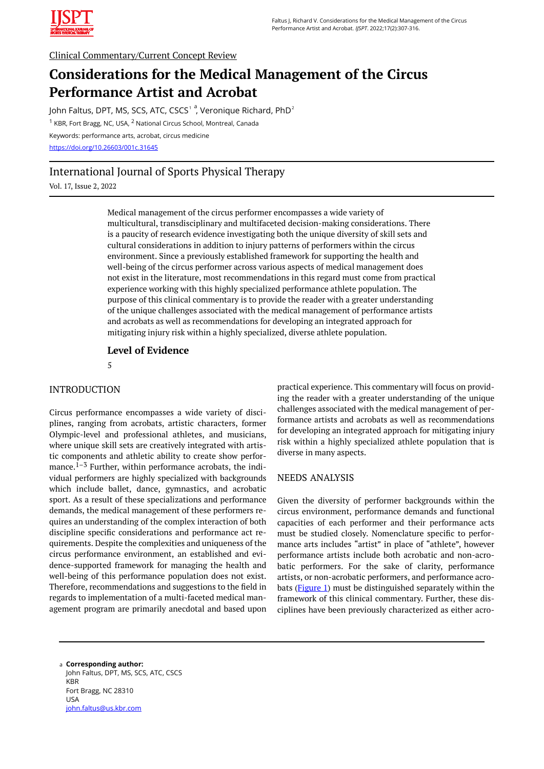Clinical Commentary/Current Concept Review

# Considerations for the Medical Management of the Circus Performance Artist and Acrobat

John Faltus, DPT, MS, SCS, ATC, CSCS[1] [a], Veronique Richard, PhD[2]

[1] KBR, Fort Bragg, NC, USA, [2] National Circus School, Montreal, Canada

Keywords: performance arts, acrobat, circus medicine

https://doi.org/10.26603/001c.31645

## International Journal of Sports Physical Therapy

Vol. 17, Issue 2, 2022

Medical management of the circus performer encompasses a wide variety of multicultural, transdisciplinary and multifaceted decision-making considerations. There is a paucity of research evidence investigating both the unique diversity of skill sets and cultural considerations in addition to injury patterns of performers within the circus environment. Since a previously established framework for supporting the health and well-being of the circus performer across various aspects of medical management does not exist in the literature, most recommendations in this regard must come from practical experience working with this highly specialized performance athlete population. The purpose of this clinical commentary is to provide the reader with a greater understanding of the unique challenges associated with the medical management of performance artists and acrobats as well as recommendations for developing an integrated approach for mitigating injury risk within a highly specialized, diverse athlete population.

### Level of Evidence

5

## INTRODUCTION

Circus performance encompasses a wide variety of disciplines, ranging from acrobats, artistic characters, former Olympic-level and professional athletes, and musicians, where unique skill sets are creatively integrated with artistic components and athletic ability to create show performance.[1–3] Further, within performance acrobats, the individual performers are highly specialized with backgrounds which include ballet, dance, gymnastics, and acrobatic sport. As a result of these specializations and performance demands, the medical management of these performers requires an understanding of the complex interaction of both discipline specific considerations and performance act requirements. Despite the complexities and uniqueness of the circus performance environment, an established and evidence-supported framework for managing the health and well-being of this performance population does not exist. Therefore, recommendations and suggestions to the field in regards to implementation of a multi-faceted medical management program are primarily anecdotal and based upon practical experience. This commentary will focus on providing the reader with a greater understanding of the unique challenges associated with the medical management of performance artists and acrobats as well as recommendations for developing an integrated approach for mitigating injury risk within a highly specialized athlete population that is diverse in many aspects.

## NEEDS ANALYSIS

Given the diversity of performer backgrounds within the circus environment, performance demands and functional capacities of each performer and their performance acts must be studied closely. Nomenclature specific to performance arts includes "artist" in place of "athlete", however performance artists include both acrobatic and non-acrobatic performers. For the sake of clarity, performance artists, or non-acrobatic performers, and performance acrobats (Figure 1) must be distinguished separately within the framework of this clinical commentary. Further, these disciplines have been previously characterized as either acro-

---

[a] **Corresponding author:**
John Faltus, DPT, MS, SCS, ATC, CSCS
KBR
Fort Bragg, NC 28310
USA
john.faltus@us.kbr.com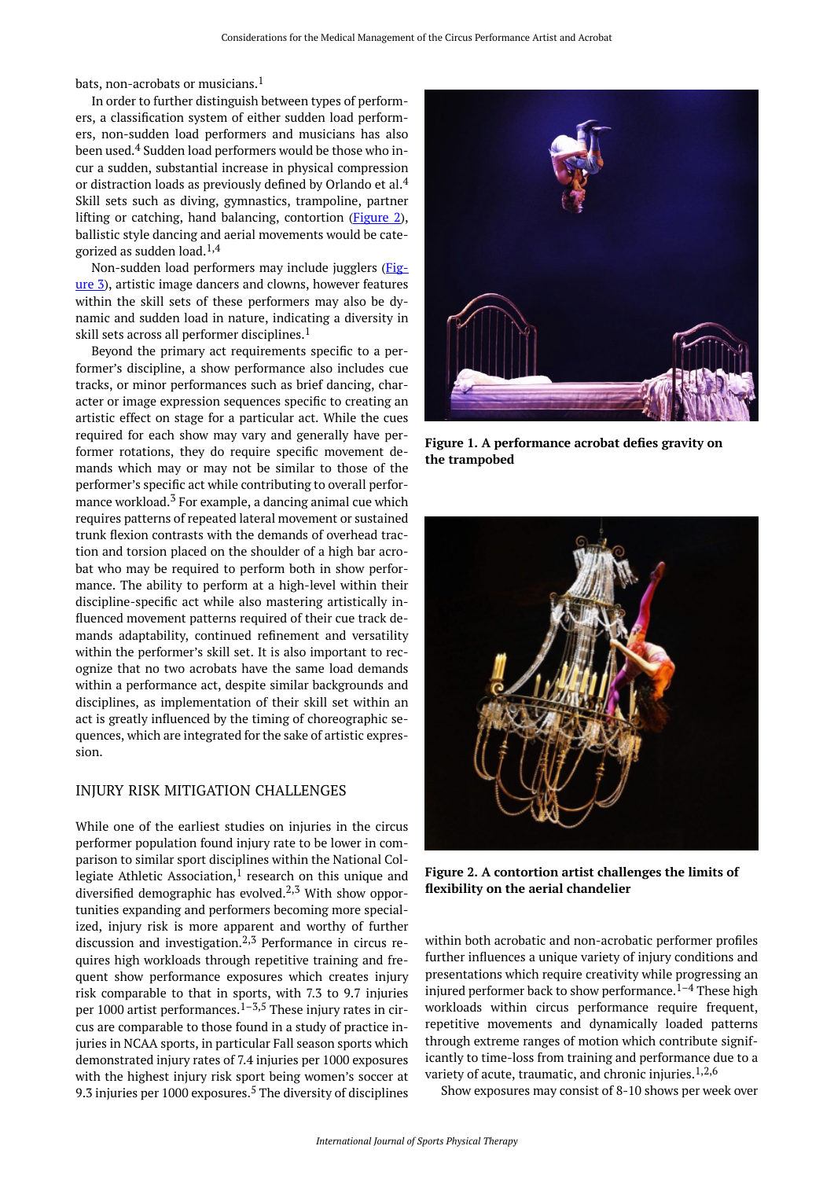bats, non-acrobats or musicians.[1]

In order to further distinguish between types of performers, a classification system of either sudden load performers, non-sudden load performers and musicians has also been used.[4] Sudden load performers would be those who incur a sudden, substantial increase in physical compression or distraction loads as previously defined by Orlando et al.[4] Skill sets such as diving, gymnastics, trampoline, partner lifting or catching, hand balancing, contortion (Figure 2), ballistic style dancing and aerial movements would be categorized as sudden load.[1,4]

Non-sudden load performers may include jugglers (Figure 3), artistic image dancers and clowns, however features within the skill sets of these performers may also be dynamic and sudden load in nature, indicating a diversity in skill sets across all performer disciplines.[1]

Beyond the primary act requirements specific to a performer's discipline, a show performance also includes cue tracks, or minor performances such as brief dancing, character or image expression sequences specific to creating an artistic effect on stage for a particular act. While the cues required for each show may vary and generally have performer rotations, they do require specific movement demands which may or may not be similar to those of the performer's specific act while contributing to overall performance workload.[3] For example, a dancing animal cue which requires patterns of repeated lateral movement or sustained trunk flexion contrasts with the demands of overhead traction and torsion placed on the shoulder of a high bar acrobat who may be required to perform both in show performance. The ability to perform at a high-level within their discipline-specific act while also mastering artistically influenced movement patterns required of their cue track demands adaptability, continued refinement and versatility within the performer's skill set. It is also important to recognize that no two acrobats have the same load demands within a performance act, despite similar backgrounds and disciplines, as implementation of their skill set within an act is greatly influenced by the timing of choreographic sequences, which are integrated for the sake of artistic expression.

Figure 1. A performance acrobat defies gravity on the trampobed

Figure 2. A contortion artist challenges the limits of flexibility on the aerial chandelier

## INJURY RISK MITIGATION CHALLENGES

While one of the earliest studies on injuries in the circus performer population found injury rate to be lower in comparison to similar sport disciplines within the National Collegiate Athletic Association,[1] research on this unique and diversified demographic has evolved.[2,3] With show opportunities expanding and performers becoming more specialized, injury risk is more apparent and worthy of further discussion and investigation.[2,3] Performance in circus requires high workloads through repetitive training and frequent show performance exposures which creates injury risk comparable to that in sports, with 7.3 to 9.7 injuries per 1000 artist performances.[1–3,5] These injury rates in circus are comparable to those found in a study of practice injuries in NCAA sports, in particular Fall season sports which demonstrated injury rates of 7.4 injuries per 1000 exposures with the highest injury risk sport being women's soccer at 9.3 injuries per 1000 exposures.[5] The diversity of disciplines within both acrobatic and non-acrobatic performer profiles further influences a unique variety of injury conditions and presentations which require creativity while progressing an injured performer back to show performance.[1–4] These high workloads within circus performance require frequent, repetitive movements and dynamically loaded patterns through extreme ranges of motion which contribute significantly to time-loss from training and performance due to a variety of acute, traumatic, and chronic injuries.[1,2,6]

Show exposures may consist of 8-10 shows per week over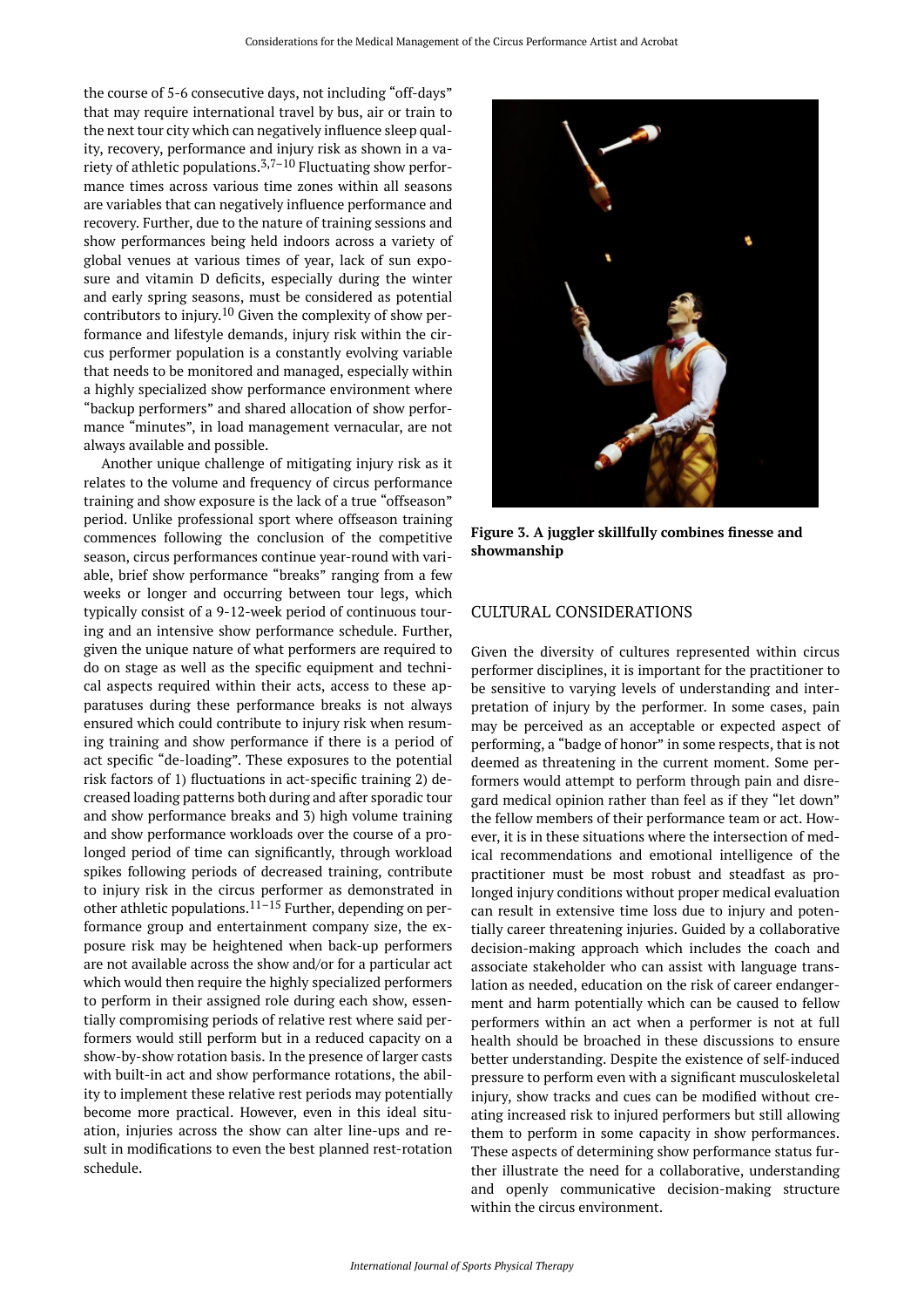the course of 5-6 consecutive days, not including "off-days" that may require international travel by bus, air or train to the next tour city which can negatively influence sleep quality, recovery, performance and injury risk as shown in a variety of athletic populations.[3,7–10] Fluctuating show performance times across various time zones within all seasons are variables that can negatively influence performance and recovery. Further, due to the nature of training sessions and show performances being held indoors across a variety of global venues at various times of year, lack of sun exposure and vitamin D deficits, especially during the winter and early spring seasons, must be considered as potential contributors to injury.[10] Given the complexity of show performance and lifestyle demands, injury risk within the circus performer population is a constantly evolving variable that needs to be monitored and managed, especially within a highly specialized show performance environment where "backup performers" and shared allocation of show performance "minutes", in load management vernacular, are not always available and possible.

Another unique challenge of mitigating injury risk as it relates to the volume and frequency of circus performance training and show exposure is the lack of a true "offseason" period. Unlike professional sport where offseason training commences following the conclusion of the competitive season, circus performances continue year-round with variable, brief show performance "breaks" ranging from a few weeks or longer and occurring between tour legs, which typically consist of a 9-12-week period of continuous touring and an intensive show performance schedule. Further, given the unique nature of what performers are required to do on stage as well as the specific equipment and technical aspects required within their acts, access to these apparatuses during these performance breaks is not always ensured which could contribute to injury risk when resuming training and show performance if there is a period of act specific "de-loading". These exposures to the potential risk factors of 1) fluctuations in act-specific training 2) decreased loading patterns both during and after sporadic tour and show performance breaks and 3) high volume training and show performance workloads over the course of a prolonged period of time can significantly, through workload spikes following periods of decreased training, contribute to injury risk in the circus performer as demonstrated in other athletic populations.[11–15] Further, depending on performance group and entertainment company size, the exposure risk may be heightened when back-up performers are not available across the show and/or for a particular act which would then require the highly specialized performers to perform in their assigned role during each show, essentially compromising periods of relative rest where said performers would still perform but in a reduced capacity on a show-by-show rotation basis. In the presence of larger casts with built-in act and show performance rotations, the ability to implement these relative rest periods may potentially become more practical. However, even in this ideal situation, injuries across the show can alter line-ups and result in modifications to even the best planned rest-rotation schedule.

**Figure 3. A juggler skillfully combines finesse and showmanship**

## CULTURAL CONSIDERATIONS

Given the diversity of cultures represented within circus performer disciplines, it is important for the practitioner to be sensitive to varying levels of understanding and interpretation of injury by the performer. In some cases, pain may be perceived as an acceptable or expected aspect of performing, a "badge of honor" in some respects, that is not deemed as threatening in the current moment. Some performers would attempt to perform through pain and disregard medical opinion rather than feel as if they "let down" the fellow members of their performance team or act. However, it is in these situations where the intersection of medical recommendations and emotional intelligence of the practitioner must be most robust and steadfast as prolonged injury conditions without proper medical evaluation can result in extensive time loss due to injury and potentially career threatening injuries. Guided by a collaborative decision-making approach which includes the coach and associate stakeholder who can assist with language translation as needed, education on the risk of career endangerment and harm potentially which can be caused to fellow performers within an act when a performer is not at full health should be broached in these discussions to ensure better understanding. Despite the existence of self-induced pressure to perform even with a significant musculoskeletal injury, show tracks and cues can be modified without creating increased risk to injured performers but still allowing them to perform in some capacity in show performances. These aspects of determining show performance status further illustrate the need for a collaborative, understanding and openly communicative decision-making structure within the circus environment.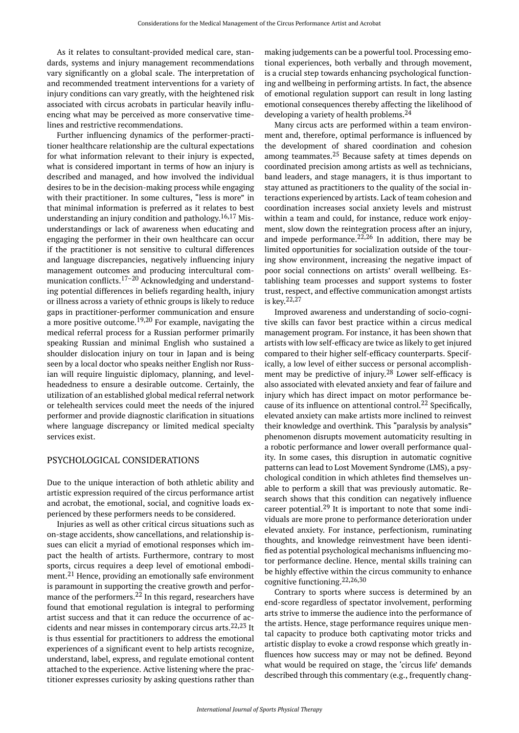As it relates to consultant-provided medical care, standards, systems and injury management recommendations vary significantly on a global scale. The interpretation of and recommended treatment interventions for a variety of injury conditions can vary greatly, with the heightened risk associated with circus acrobats in particular heavily influencing what may be perceived as more conservative timelines and restrictive recommendations.

Further influencing dynamics of the performer-practitioner healthcare relationship are the cultural expectations for what information relevant to their injury is expected, what is considered important in terms of how an injury is described and managed, and how involved the individual desires to be in the decision-making process while engaging with their practitioner. In some cultures, "less is more" in that minimal information is preferred as it relates to best understanding an injury condition and pathology.[16,17] Misunderstandings or lack of awareness when educating and engaging the performer in their own healthcare can occur if the practitioner is not sensitive to cultural differences and language discrepancies, negatively influencing injury management outcomes and producing intercultural communication conflicts.[17–20] Acknowledging and understanding potential differences in beliefs regarding health, injury or illness across a variety of ethnic groups is likely to reduce gaps in practitioner-performer communication and ensure a more positive outcome.[19,20] For example, navigating the medical referral process for a Russian performer primarily speaking Russian and minimal English who sustained a shoulder dislocation injury on tour in Japan and is being seen by a local doctor who speaks neither English nor Russian will require linguistic diplomacy, planning, and levelheadedness to ensure a desirable outcome. Certainly, the utilization of an established global medical referral network or telehealth services could meet the needs of the injured performer and provide diagnostic clarification in situations where language discrepancy or limited medical specialty services exist.

## PSYCHOLOGICAL CONSIDERATIONS

Due to the unique interaction of both athletic ability and artistic expression required of the circus performance artist and acrobat, the emotional, social, and cognitive loads experienced by these performers needs to be considered.

Injuries as well as other critical circus situations such as on-stage accidents, show cancellations, and relationship issues can elicit a myriad of emotional responses which impact the health of artists. Furthermore, contrary to most sports, circus requires a deep level of emotional embodiment.[21] Hence, providing an emotionally safe environment is paramount in supporting the creative growth and performance of the performers.[22] In this regard, researchers have found that emotional regulation is integral to performing artist success and that it can reduce the occurrence of accidents and near misses in contemporary circus arts.[22,23] It is thus essential for practitioners to address the emotional experiences of a significant event to help artists recognize, understand, label, express, and regulate emotional content attached to the experience. Active listening where the practitioner expresses curiosity by asking questions rather than making judgements can be a powerful tool. Processing emotional experiences, both verbally and through movement, is a crucial step towards enhancing psychological functioning and wellbeing in performing artists. In fact, the absence of emotional regulation support can result in long lasting emotional consequences thereby affecting the likelihood of developing a variety of health problems.[24]

Many circus acts are performed within a team environment and, therefore, optimal performance is influenced by the development of shared coordination and cohesion among teammates.[25] Because safety at times depends on coordinated precision among artists as well as technicians, band leaders, and stage managers, it is thus important to stay attuned as practitioners to the quality of the social interactions experienced by artists. Lack of team cohesion and coordination increases social anxiety levels and mistrust within a team and could, for instance, reduce work enjoyment, slow down the reintegration process after an injury, and impede performance.[22,26] In addition, there may be limited opportunities for socialization outside of the touring show environment, increasing the negative impact of poor social connections on artists' overall wellbeing. Establishing team processes and support systems to foster trust, respect, and effective communication amongst artists is key.[22,27]

Improved awareness and understanding of socio-cognitive skills can favor best practice within a circus medical management program. For instance, it has been shown that artists with low self-efficacy are twice as likely to get injured compared to their higher self-efficacy counterparts. Specifically, a low level of either success or personal accomplishment may be predictive of injury.[28] Lower self-efficacy is also associated with elevated anxiety and fear of failure and injury which has direct impact on motor performance because of its influence on attentional control.[22] Specifically, elevated anxiety can make artists more inclined to reinvest their knowledge and overthink. This "paralysis by analysis" phenomenon disrupts movement automaticity resulting in a robotic performance and lower overall performance quality. In some cases, this disruption in automatic cognitive patterns can lead to Lost Movement Syndrome (LMS), a psychological condition in which athletes find themselves unable to perform a skill that was previously automatic. Research shows that this condition can negatively influence career potential.[29] It is important to note that some individuals are more prone to performance deterioration under elevated anxiety. For instance, perfectionism, ruminating thoughts, and knowledge reinvestment have been identified as potential psychological mechanisms influencing motor performance decline. Hence, mental skills training can be highly effective within the circus community to enhance cognitive functioning.[22,26,30]

Contrary to sports where success is determined by an end-score regardless of spectator involvement, performing arts strive to immerse the audience into the performance of the artists. Hence, stage performance requires unique mental capacity to produce both captivating motor tricks and artistic display to evoke a crowd response which greatly influences how success may or may not be defined. Beyond what would be required on stage, the 'circus life' demands described through this commentary (e.g., frequently chang-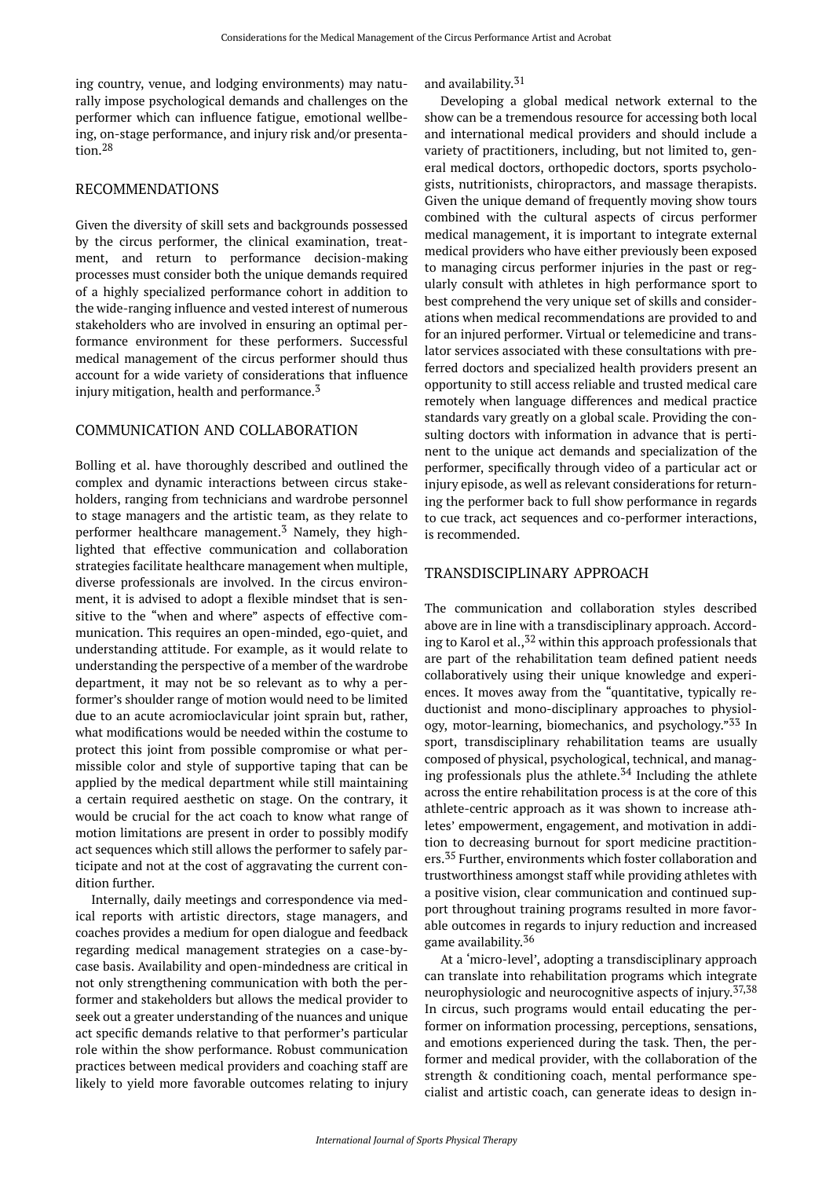ing country, venue, and lodging environments) may naturally impose psychological demands and challenges on the performer which can influence fatigue, emotional wellbeing, on-stage performance, and injury risk and/or presentation.[28]

## RECOMMENDATIONS

Given the diversity of skill sets and backgrounds possessed by the circus performer, the clinical examination, treatment, and return to performance decision-making processes must consider both the unique demands required of a highly specialized performance cohort in addition to the wide-ranging influence and vested interest of numerous stakeholders who are involved in ensuring an optimal performance environment for these performers. Successful medical management of the circus performer should thus account for a wide variety of considerations that influence injury mitigation, health and performance.[3]

## COMMUNICATION AND COLLABORATION

Bolling et al. have thoroughly described and outlined the complex and dynamic interactions between circus stakeholders, ranging from technicians and wardrobe personnel to stage managers and the artistic team, as they relate to performer healthcare management.[3] Namely, they highlighted that effective communication and collaboration strategies facilitate healthcare management when multiple, diverse professionals are involved. In the circus environment, it is advised to adopt a flexible mindset that is sensitive to the "when and where" aspects of effective communication. This requires an open-minded, ego-quiet, and understanding attitude. For example, as it would relate to understanding the perspective of a member of the wardrobe department, it may not be so relevant as to why a performer's shoulder range of motion would need to be limited due to an acute acromioclavicular joint sprain but, rather, what modifications would be needed within the costume to protect this joint from possible compromise or what permissible color and style of supportive taping that can be applied by the medical department while still maintaining a certain required aesthetic on stage. On the contrary, it would be crucial for the act coach to know what range of motion limitations are present in order to possibly modify act sequences which still allows the performer to safely participate and not at the cost of aggravating the current condition further.

Internally, daily meetings and correspondence via medical reports with artistic directors, stage managers, and coaches provides a medium for open dialogue and feedback regarding medical management strategies on a case-by-case basis. Availability and open-mindedness are critical in not only strengthening communication with both the performer and stakeholders but allows the medical provider to seek out a greater understanding of the nuances and unique act specific demands relative to that performer's particular role within the show performance. Robust communication practices between medical providers and coaching staff are likely to yield more favorable outcomes relating to injury and availability.[31]

Developing a global medical network external to the show can be a tremendous resource for accessing both local and international medical providers and should include a variety of practitioners, including, but not limited to, general medical doctors, orthopedic doctors, sports psychologists, nutritionists, chiropractors, and massage therapists. Given the unique demand of frequently moving show tours combined with the cultural aspects of circus performer medical management, it is important to integrate external medical providers who have either previously been exposed to managing circus performer injuries in the past or regularly consult with athletes in high performance sport to best comprehend the very unique set of skills and considerations when medical recommendations are provided to and for an injured performer. Virtual or telemedicine and translator services associated with these consultations with preferred doctors and specialized health providers present an opportunity to still access reliable and trusted medical care remotely when language differences and medical practice standards vary greatly on a global scale. Providing the consulting doctors with information in advance that is pertinent to the unique act demands and specialization of the performer, specifically through video of a particular act or injury episode, as well as relevant considerations for returning the performer back to full show performance in regards to cue track, act sequences and co-performer interactions, is recommended.

## TRANSDISCIPLINARY APPROACH

The communication and collaboration styles described above are in line with a transdisciplinary approach. According to Karol et al.,[32] within this approach professionals that are part of the rehabilitation team defined patient needs collaboratively using their unique knowledge and experiences. It moves away from the "quantitative, typically reductionist and mono-disciplinary approaches to physiology, motor-learning, biomechanics, and psychology."[33] In sport, transdisciplinary rehabilitation teams are usually composed of physical, psychological, technical, and managing professionals plus the athlete.[34] Including the athlete across the entire rehabilitation process is at the core of this athlete-centric approach as it was shown to increase athletes' empowerment, engagement, and motivation in addition to decreasing burnout for sport medicine practitioners.[35] Further, environments which foster collaboration and trustworthiness amongst staff while providing athletes with a positive vision, clear communication and continued support throughout training programs resulted in more favorable outcomes in regards to injury reduction and increased game availability.[36]

At a 'micro-level', adopting a transdisciplinary approach can translate into rehabilitation programs which integrate neurophysiologic and neurocognitive aspects of injury.[37,38] In circus, such programs would entail educating the performer on information processing, perceptions, sensations, and emotions experienced during the task. Then, the performer and medical provider, with the collaboration of the strength & conditioning coach, mental performance specialist and artistic coach, can generate ideas to design in-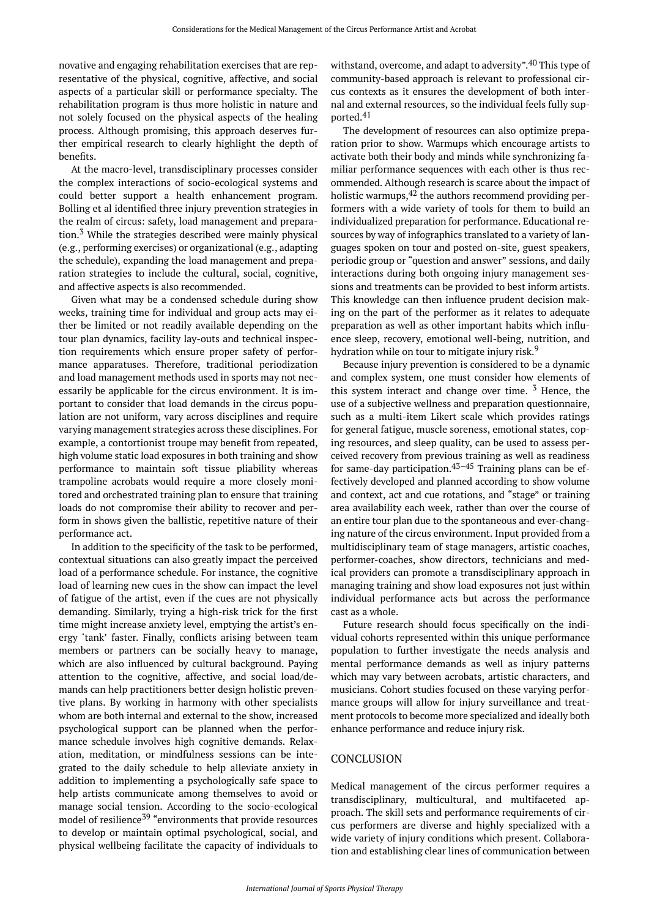novative and engaging rehabilitation exercises that are representative of the physical, cognitive, affective, and social aspects of a particular skill or performance specialty. The rehabilitation program is thus more holistic in nature and not solely focused on the physical aspects of the healing process. Although promising, this approach deserves further empirical research to clearly highlight the depth of benefits.

At the macro-level, transdisciplinary processes consider the complex interactions of socio-ecological systems and could better support a health enhancement program. Bolling et al identified three injury prevention strategies in the realm of circus: safety, load management and preparation.[3] While the strategies described were mainly physical (e.g., performing exercises) or organizational (e.g., adapting the schedule), expanding the load management and preparation strategies to include the cultural, social, cognitive, and affective aspects is also recommended.

Given what may be a condensed schedule during show weeks, training time for individual and group acts may either be limited or not readily available depending on the tour plan dynamics, facility lay-outs and technical inspection requirements which ensure proper safety of performance apparatuses. Therefore, traditional periodization and load management methods used in sports may not necessarily be applicable for the circus environment. It is important to consider that load demands in the circus population are not uniform, vary across disciplines and require varying management strategies across these disciplines. For example, a contortionist troupe may benefit from repeated, high volume static load exposures in both training and show performance to maintain soft tissue pliability whereas trampoline acrobats would require a more closely monitored and orchestrated training plan to ensure that training loads do not compromise their ability to recover and perform in shows given the ballistic, repetitive nature of their performance act.

In addition to the specificity of the task to be performed, contextual situations can also greatly impact the perceived load of a performance schedule. For instance, the cognitive load of learning new cues in the show can impact the level of fatigue of the artist, even if the cues are not physically demanding. Similarly, trying a high-risk trick for the first time might increase anxiety level, emptying the artist's energy 'tank' faster. Finally, conflicts arising between team members or partners can be socially heavy to manage, which are also influenced by cultural background. Paying attention to the cognitive, affective, and social load/demands can help practitioners better design holistic preventive plans. By working in harmony with other specialists whom are both internal and external to the show, increased psychological support can be planned when the performance schedule involves high cognitive demands. Relaxation, meditation, or mindfulness sessions can be integrated to the daily schedule to help alleviate anxiety in addition to implementing a psychologically safe space to help artists communicate among themselves to avoid or manage social tension. According to the socio-ecological model of resilience[39] "environments that provide resources to develop or maintain optimal psychological, social, and physical wellbeing facilitate the capacity of individuals to withstand, overcome, and adapt to adversity".[40] This type of community-based approach is relevant to professional circus contexts as it ensures the development of both internal and external resources, so the individual feels fully supported.[41]

The development of resources can also optimize preparation prior to show. Warmups which encourage artists to activate both their body and minds while synchronizing familiar performance sequences with each other is thus recommended. Although research is scarce about the impact of holistic warmups,[42] the authors recommend providing performers with a wide variety of tools for them to build an individualized preparation for performance. Educational resources by way of infographics translated to a variety of languages spoken on tour and posted on-site, guest speakers, periodic group or "question and answer" sessions, and daily interactions during both ongoing injury management sessions and treatments can be provided to best inform artists. This knowledge can then influence prudent decision making on the part of the performer as it relates to adequate preparation as well as other important habits which influence sleep, recovery, emotional well-being, nutrition, and hydration while on tour to mitigate injury risk.[9]

Because injury prevention is considered to be a dynamic and complex system, one must consider how elements of this system interact and change over time. [3] Hence, the use of a subjective wellness and preparation questionnaire, such as a multi-item Likert scale which provides ratings for general fatigue, muscle soreness, emotional states, coping resources, and sleep quality, can be used to assess perceived recovery from previous training as well as readiness for same-day participation.[43–45] Training plans can be effectively developed and planned according to show volume and context, act and cue rotations, and "stage" or training area availability each week, rather than over the course of an entire tour plan due to the spontaneous and ever-changing nature of the circus environment. Input provided from a multidisciplinary team of stage managers, artistic coaches, performer-coaches, show directors, technicians and medical providers can promote a transdisciplinary approach in managing training and show load exposures not just within individual performance acts but across the performance cast as a whole.

Future research should focus specifically on the individual cohorts represented within this unique performance population to further investigate the needs analysis and mental performance demands as well as injury patterns which may vary between acrobats, artistic characters, and musicians. Cohort studies focused on these varying performance groups will allow for injury surveillance and treatment protocols to become more specialized and ideally both enhance performance and reduce injury risk.

## CONCLUSION

Medical management of the circus performer requires a transdisciplinary, multicultural, and multifaceted approach. The skill sets and performance requirements of circus performers are diverse and highly specialized with a wide variety of injury conditions which present. Collaboration and establishing clear lines of communication between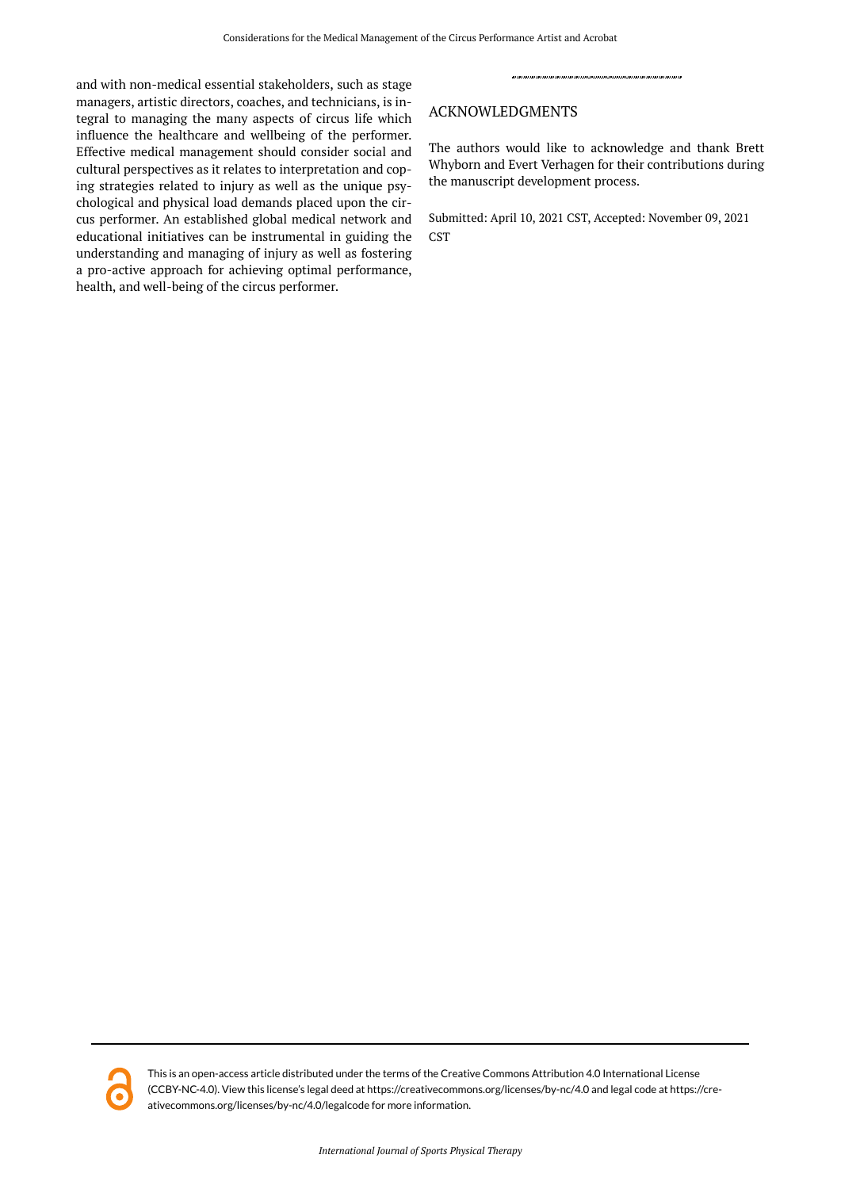and with non-medical essential stakeholders, such as stage managers, artistic directors, coaches, and technicians, is integral to managing the many aspects of circus life which influence the healthcare and wellbeing of the performer. Effective medical management should consider social and cultural perspectives as it relates to interpretation and coping strategies related to injury as well as the unique psychological and physical load demands placed upon the circus performer. An established global medical network and educational initiatives can be instrumental in guiding the understanding and managing of injury as well as fostering a pro-active approach for achieving optimal performance, health, and well-being of the circus performer.

## ACKNOWLEDGMENTS

The authors would like to acknowledge and thank Brett Whyborn and Evert Verhagen for their contributions during the manuscript development process.

Submitted: April 10, 2021 CST, Accepted: November 09, 2021 CST

This is an open-access article distributed under the terms of the Creative Commons Attribution 4.0 International License (CCBY-NC-4.0). View this license's legal deed at https://creativecommons.org/licenses/by-nc/4.0 and legal code at https://creativecommons.org/licenses/by-nc/4.0/legalcode for more information.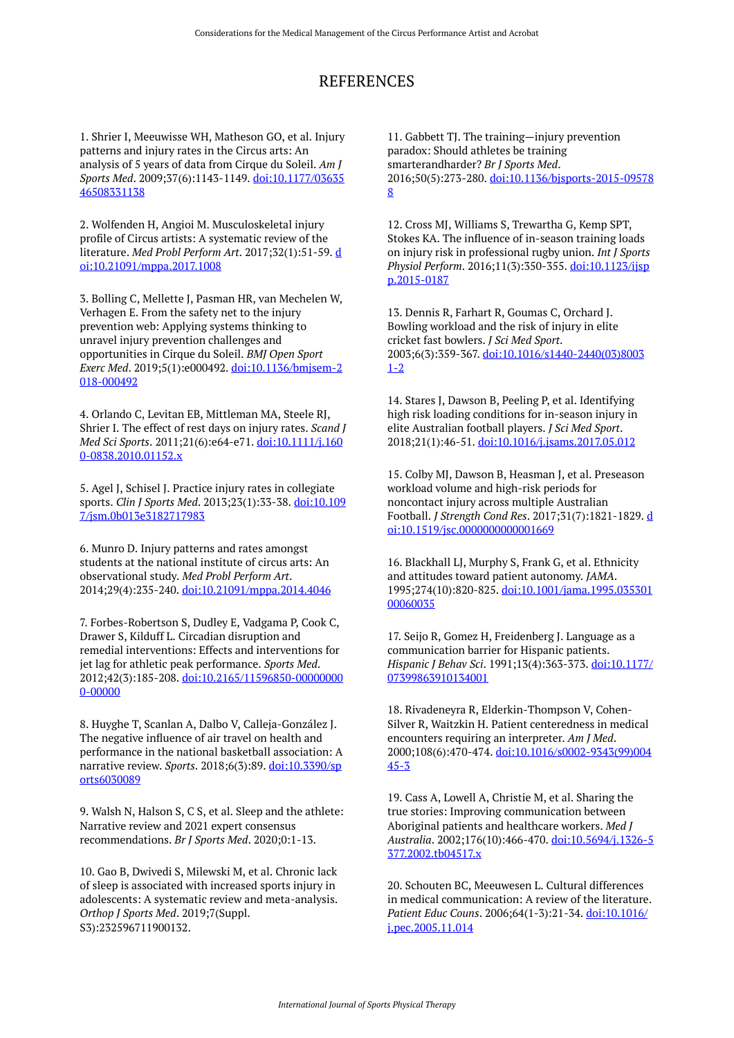# REFERENCES

1. Shrier I, Meeuwisse WH, Matheson GO, et al. Injury patterns and injury rates in the Circus arts: An analysis of 5 years of data from Cirque du Soleil. *Am J Sports Med*. 2009;37(6):1143-1149. [doi:10.1177/0363546508331138](https://doi.org/10.1177/0363546508331138)

2. Wolfenden H, Angioi M. Musculoskeletal injury profile of Circus artists: A systematic review of the literature. *Med Probl Perform Art*. 2017;32(1):51-59. [doi:10.21091/mppa.2017.1008](https://doi.org/10.21091/mppa.2017.1008)

3. Bolling C, Mellette J, Pasman HR, van Mechelen W, Verhagen E. From the safety net to the injury prevention web: Applying systems thinking to unravel injury prevention challenges and opportunities in Cirque du Soleil. *BMJ Open Sport Exerc Med*. 2019;5(1):e000492. [doi:10.1136/bmjsem-2018-000492](https://doi.org/10.1136/bmjsem-2018-000492)

4. Orlando C, Levitan EB, Mittleman MA, Steele RJ, Shrier I. The effect of rest days on injury rates. *Scand J Med Sci Sports*. 2011;21(6):e64-e71. [doi:10.1111/j.1600-0838.2010.01152.x](https://doi.org/10.1111/j.1600-0838.2010.01152.x)

5. Agel J, Schisel J. Practice injury rates in collegiate sports. *Clin J Sports Med*. 2013;23(1):33-38. [doi:10.1097/jsm.0b013e3182717983](https://doi.org/10.1097/jsm.0b013e3182717983)

6. Munro D. Injury patterns and rates amongst students at the national institute of circus arts: An observational study. *Med Probl Perform Art*. 2014;29(4):235-240. [doi:10.21091/mppa.2014.4046](https://doi.org/10.21091/mppa.2014.4046)

7. Forbes-Robertson S, Dudley E, Vadgama P, Cook C, Drawer S, Kilduff L. Circadian disruption and remedial interventions: Effects and interventions for jet lag for athletic peak performance. *Sports Med*. 2012;42(3):185-208. [doi:10.2165/11596850-000000000-00000](https://doi.org/10.2165/11596850-000000000-00000)

8. Huyghe T, Scanlan A, Dalbo V, Calleja-González J. The negative influence of air travel on health and performance in the national basketball association: A narrative review. *Sports*. 2018;6(3):89. [doi:10.3390/sports6030089](https://doi.org/10.3390/sports6030089)

9. Walsh N, Halson S, C S, et al. Sleep and the athlete: Narrative review and 2021 expert consensus recommendations. *Br J Sports Med*. 2020;0:1-13.

10. Gao B, Dwivedi S, Milewski M, et al. Chronic lack of sleep is associated with increased sports injury in adolescents: A systematic review and meta-analysis. *Orthop J Sports Med*. 2019;7(Suppl. S3):232596711900132.

11. Gabbett TJ. The training—injury prevention paradox: Should athletes be training smarterandharder? *Br J Sports Med*. 2016;50(5):273-280. [doi:10.1136/bjsports-2015-095788](https://doi.org/10.1136/bjsports-2015-095788)

12. Cross MJ, Williams S, Trewartha G, Kemp SPT, Stokes KA. The influence of in-season training loads on injury risk in professional rugby union. *Int J Sports Physiol Perform*. 2016;11(3):350-355. [doi:10.1123/ijspp.2015-0187](https://doi.org/10.1123/ijspp.2015-0187)

13. Dennis R, Farhart R, Goumas C, Orchard J. Bowling workload and the risk of injury in elite cricket fast bowlers. *J Sci Med Sport*. 2003;6(3):359-367. [doi:10.1016/s1440-2440(03)80031-2](https://doi.org/10.1016/s1440-2440(03)80031-2)

14. Stares J, Dawson B, Peeling P, et al. Identifying high risk loading conditions for in-season injury in elite Australian football players. *J Sci Med Sport*. 2018;21(1):46-51. [doi:10.1016/j.jsams.2017.05.012](https://doi.org/10.1016/j.jsams.2017.05.012)

15. Colby MJ, Dawson B, Heasman J, et al. Preseason workload volume and high-risk periods for noncontact injury across multiple Australian Football. *J Strength Cond Res*. 2017;31(7):1821-1829. [doi:10.1519/jsc.0000000000001669](https://doi.org/10.1519/jsc.0000000000001669)

16. Blackhall LJ, Murphy S, Frank G, et al. Ethnicity and attitudes toward patient autonomy. *JAMA*. 1995;274(10):820-825. [doi:10.1001/jama.1995.03530100060035](https://doi.org/10.1001/jama.1995.03530100060035)

17. Seijo R, Gomez H, Freidenberg J. Language as a communication barrier for Hispanic patients. *Hispanic J Behav Sci*. 1991;13(4):363-373. [doi:10.1177/07399863910134001](https://doi.org/10.1177/07399863910134001)

18. Rivadeneyra R, Elderkin-Thompson V, Cohen-Silver R, Waitzkin H. Patient centeredness in medical encounters requiring an interpreter. *Am J Med*. 2000;108(6):470-474. [doi:10.1016/s0002-9343(99)00445-3](https://doi.org/10.1016/s0002-9343(99)00445-3)

19. Cass A, Lowell A, Christie M, et al. Sharing the true stories: Improving communication between Aboriginal patients and healthcare workers. *Med J Australia*. 2002;176(10):466-470. [doi:10.5694/j.1326-5377.2002.tb04517.x](https://doi.org/10.5694/j.1326-5377.2002.tb04517.x)

20. Schouten BC, Meeuwesen L. Cultural differences in medical communication: A review of the literature. *Patient Educ Couns*. 2006;64(1-3):21-34. [doi:10.1016/j.pec.2005.11.014](https://doi.org/10.1016/j.pec.2005.11.014)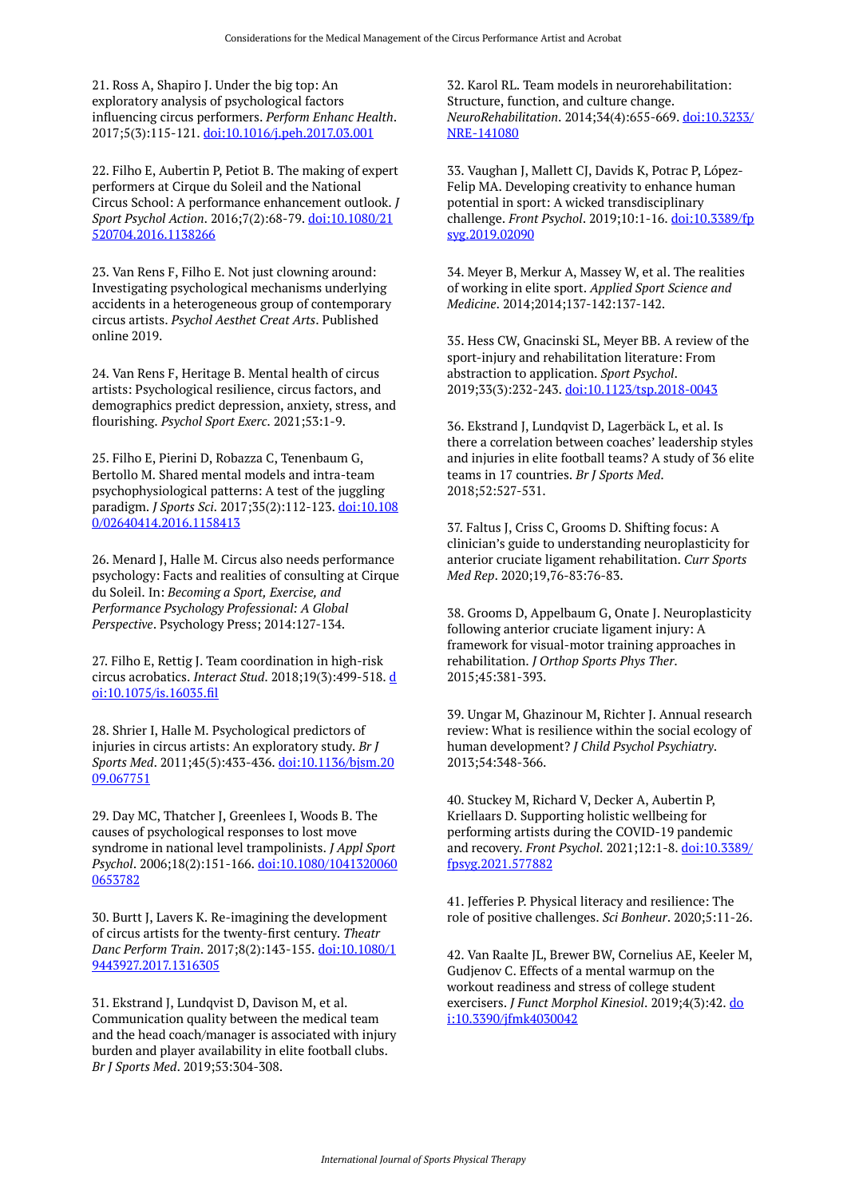21. Ross A, Shapiro J. Under the big top: An exploratory analysis of psychological factors influencing circus performers. *Perform Enhanc Health*. 2017;5(3):115-121. doi:10.1016/j.peh.2017.03.001

22. Filho E, Aubertin P, Petiot B. The making of expert performers at Cirque du Soleil and the National Circus School: A performance enhancement outlook. *J Sport Psychol Action*. 2016;7(2):68-79. doi:10.1080/21520704.2016.1138266

23. Van Rens F, Filho E. Not just clowning around: Investigating psychological mechanisms underlying accidents in a heterogeneous group of contemporary circus artists. *Psychol Aesthet Creat Arts*. Published online 2019.

24. Van Rens F, Heritage B. Mental health of circus artists: Psychological resilience, circus factors, and demographics predict depression, anxiety, stress, and flourishing. *Psychol Sport Exerc*. 2021;53:1-9.

25. Filho E, Pierini D, Robazza C, Tenenbaum G, Bertollo M. Shared mental models and intra-team psychophysiological patterns: A test of the juggling paradigm. *J Sports Sci*. 2017;35(2):112-123. doi:10.1080/02640414.2016.1158413

26. Menard J, Halle M. Circus also needs performance psychology: Facts and realities of consulting at Cirque du Soleil. In: *Becoming a Sport, Exercise, and Performance Psychology Professional: A Global Perspective*. Psychology Press; 2014:127-134.

27. Filho E, Rettig J. Team coordination in high-risk circus acrobatics. *Interact Stud*. 2018;19(3):499-518. doi:10.1075/is.16035.fil

28. Shrier I, Halle M. Psychological predictors of injuries in circus artists: An exploratory study. *Br J Sports Med*. 2011;45(5):433-436. doi:10.1136/bjsm.2009.067751

29. Day MC, Thatcher J, Greenlees I, Woods B. The causes of psychological responses to lost move syndrome in national level trampolinists. *J Appl Sport Psychol*. 2006;18(2):151-166. doi:10.1080/10413200600653782

30. Burtt J, Lavers K. Re-imagining the development of circus artists for the twenty-first century. *Theatr Danc Perform Train*. 2017;8(2):143-155. doi:10.1080/19443927.2017.1316305

31. Ekstrand J, Lundqvist D, Davison M, et al. Communication quality between the medical team and the head coach/manager is associated with injury burden and player availability in elite football clubs. *Br J Sports Med*. 2019;53:304-308.

32. Karol RL. Team models in neurorehabilitation: Structure, function, and culture change. *NeuroRehabilitation*. 2014;34(4):655-669. doi:10.3233/NRE-141080

33. Vaughan J, Mallett CJ, Davids K, Potrac P, López-Felip MA. Developing creativity to enhance human potential in sport: A wicked transdisciplinary challenge. *Front Psychol*. 2019;10:1-16. doi:10.3389/fpsyg.2019.02090

34. Meyer B, Merkur A, Massey W, et al. The realities of working in elite sport. *Applied Sport Science and Medicine*. 2014;2014;137-142:137-142.

35. Hess CW, Gnacinski SL, Meyer BB. A review of the sport-injury and rehabilitation literature: From abstraction to application. *Sport Psychol*. 2019;33(3):232-243. doi:10.1123/tsp.2018-0043

36. Ekstrand J, Lundqvist D, Lagerbäck L, et al. Is there a correlation between coaches' leadership styles and injuries in elite football teams? A study of 36 elite teams in 17 countries. *Br J Sports Med*. 2018;52:527-531.

37. Faltus J, Criss C, Grooms D. Shifting focus: A clinician's guide to understanding neuroplasticity for anterior cruciate ligament rehabilitation. *Curr Sports Med Rep*. 2020;19,76-83:76-83.

38. Grooms D, Appelbaum G, Onate J. Neuroplasticity following anterior cruciate ligament injury: A framework for visual-motor training approaches in rehabilitation. *J Orthop Sports Phys Ther*. 2015;45:381-393.

39. Ungar M, Ghazinour M, Richter J. Annual research review: What is resilience within the social ecology of human development? *J Child Psychol Psychiatry*. 2013;54:348-366.

40. Stuckey M, Richard V, Decker A, Aubertin P, Kriellaars D. Supporting holistic wellbeing for performing artists during the COVID-19 pandemic and recovery. *Front Psychol*. 2021;12:1-8. doi:10.3389/fpsyg.2021.577882

41. Jefferies P. Physical literacy and resilience: The role of positive challenges. *Sci Bonheur*. 2020;5:11-26.

42. Van Raalte JL, Brewer BW, Cornelius AE, Keeler M, Gudjenov C. Effects of a mental warmup on the workout readiness and stress of college student exercisers. *J Funct Morphol Kinesiol*. 2019;4(3):42. doi:10.3390/jfmk4030042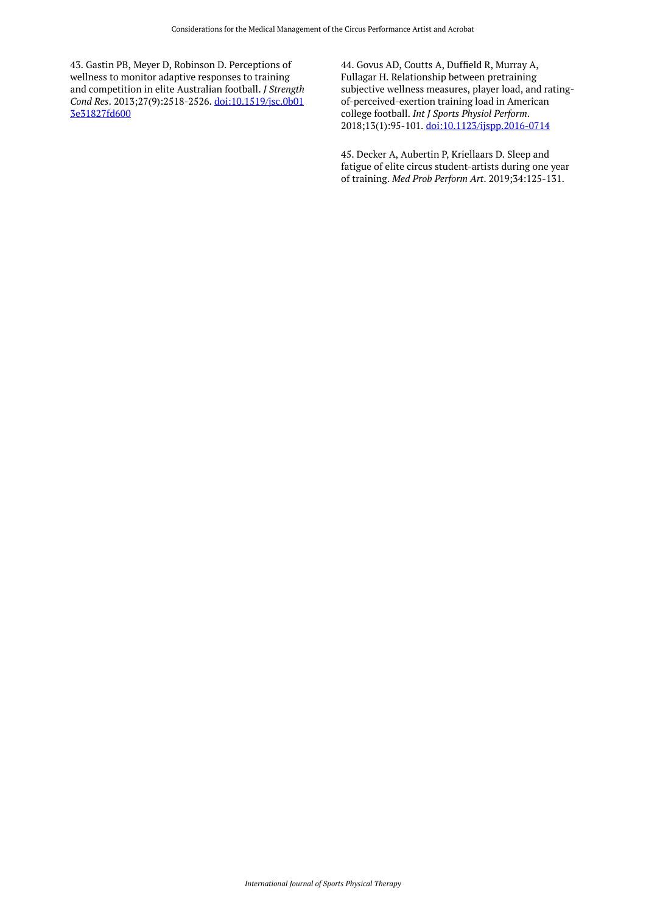43. Gastin PB, Meyer D, Robinson D. Perceptions of wellness to monitor adaptive responses to training and competition in elite Australian football. *J Strength Cond Res*. 2013;27(9):2518-2526. doi:10.1519/jsc.0b013e31827fd600

44. Govus AD, Coutts A, Duffield R, Murray A, Fullagar H. Relationship between pretraining subjective wellness measures, player load, and rating-of-perceived-exertion training load in American college football. *Int J Sports Physiol Perform*. 2018;13(1):95-101. doi:10.1123/ijspp.2016-0714

45. Decker A, Aubertin P, Kriellaars D. Sleep and fatigue of elite circus student-artists during one year of training. *Med Prob Perform Art*. 2019;34:125-131.